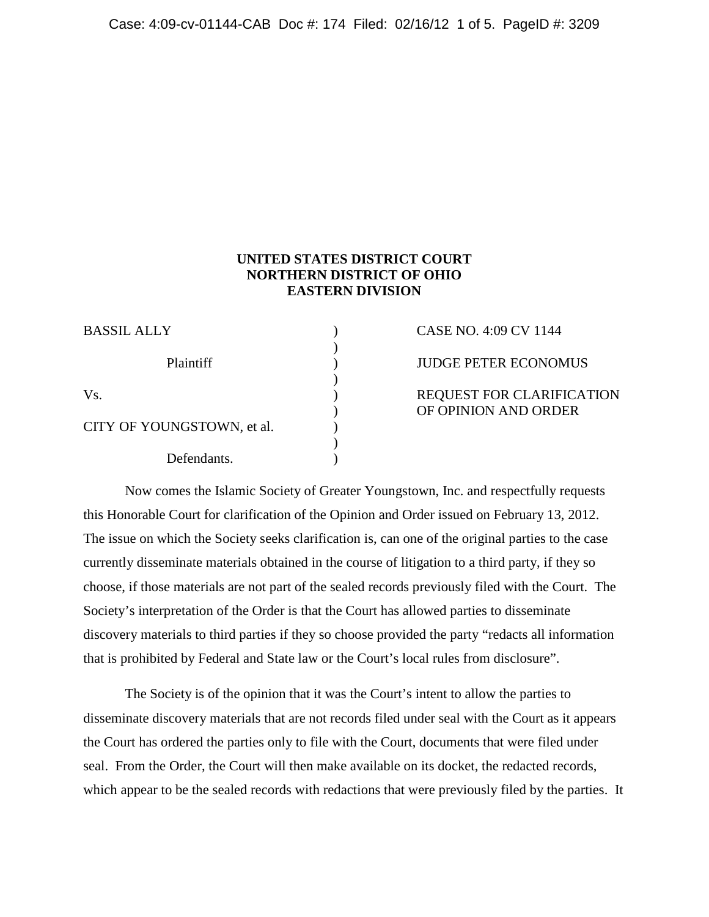**UNITED STATES DISTRICT COURT**
**NORTHERN DISTRICT OF OHIO**
**EASTERN DIVISION**

| | | |
|---|---|---|
| BASSIL ALLY | ) | CASE NO. 4:09 CV 1144 |
| Plaintiff | ) | JUDGE PETER ECONOMUS |
| Vs. | ) | REQUEST FOR CLARIFICATION OF OPINION AND ORDER |
| CITY OF YOUNGSTOWN, et al. | ) | |
| Defendants. | ) | |

Now comes the Islamic Society of Greater Youngstown, Inc. and respectfully requests this Honorable Court for clarification of the Opinion and Order issued on February 13, 2012. The issue on which the Society seeks clarification is, can one of the original parties to the case currently disseminate materials obtained in the course of litigation to a third party, if they so choose, if those materials are not part of the sealed records previously filed with the Court. The Society's interpretation of the Order is that the Court has allowed parties to disseminate discovery materials to third parties if they so choose provided the party "redacts all information that is prohibited by Federal and State law or the Court's local rules from disclosure".

The Society is of the opinion that it was the Court's intent to allow the parties to disseminate discovery materials that are not records filed under seal with the Court as it appears the Court has ordered the parties only to file with the Court, documents that were filed under seal. From the Order, the Court will then make available on its docket, the redacted records, which appear to be the sealed records with redactions that were previously filed by the parties. It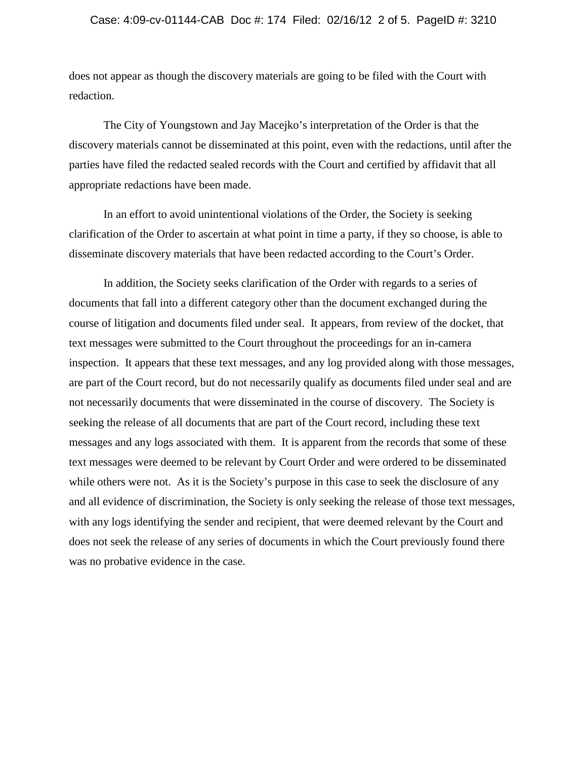does not appear as though the discovery materials are going to be filed with the Court with redaction.

The City of Youngstown and Jay Macejko's interpretation of the Order is that the discovery materials cannot be disseminated at this point, even with the redactions, until after the parties have filed the redacted sealed records with the Court and certified by affidavit that all appropriate redactions have been made.

In an effort to avoid unintentional violations of the Order, the Society is seeking clarification of the Order to ascertain at what point in time a party, if they so choose, is able to disseminate discovery materials that have been redacted according to the Court's Order.

In addition, the Society seeks clarification of the Order with regards to a series of documents that fall into a different category other than the document exchanged during the course of litigation and documents filed under seal. It appears, from review of the docket, that text messages were submitted to the Court throughout the proceedings for an in-camera inspection. It appears that these text messages, and any log provided along with those messages, are part of the Court record, but do not necessarily qualify as documents filed under seal and are not necessarily documents that were disseminated in the course of discovery. The Society is seeking the release of all documents that are part of the Court record, including these text messages and any logs associated with them. It is apparent from the records that some of these text messages were deemed to be relevant by Court Order and were ordered to be disseminated while others were not. As it is the Society's purpose in this case to seek the disclosure of any and all evidence of discrimination, the Society is only seeking the release of those text messages, with any logs identifying the sender and recipient, that were deemed relevant by the Court and does not seek the release of any series of documents in which the Court previously found there was no probative evidence in the case.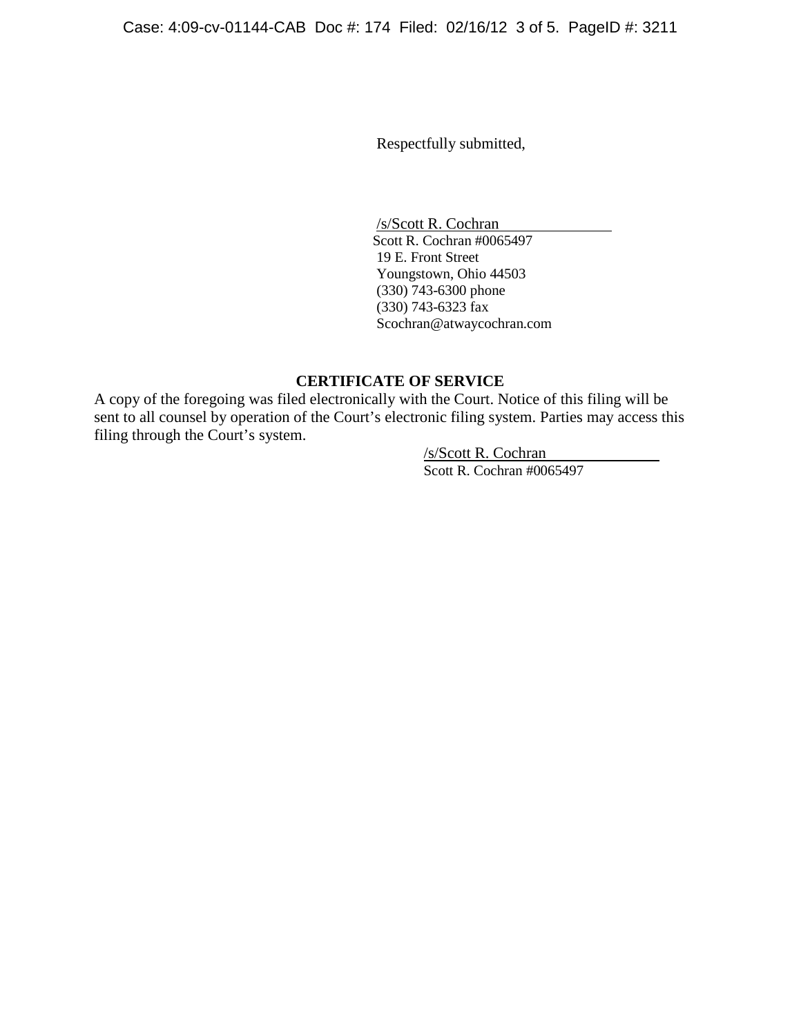Respectfully submitted,

/s/Scott R. Cochran
Scott R. Cochran #0065497
19 E. Front Street
Youngstown, Ohio 44503
(330) 743-6300 phone
(330) 743-6323 fax
Scochran@atwaycochran.com

**CERTIFICATE OF SERVICE**

A copy of the foregoing was filed electronically with the Court. Notice of this filing will be sent to all counsel by operation of the Court's electronic filing system. Parties may access this filing through the Court's system.

/s/Scott R. Cochran
Scott R. Cochran #0065497